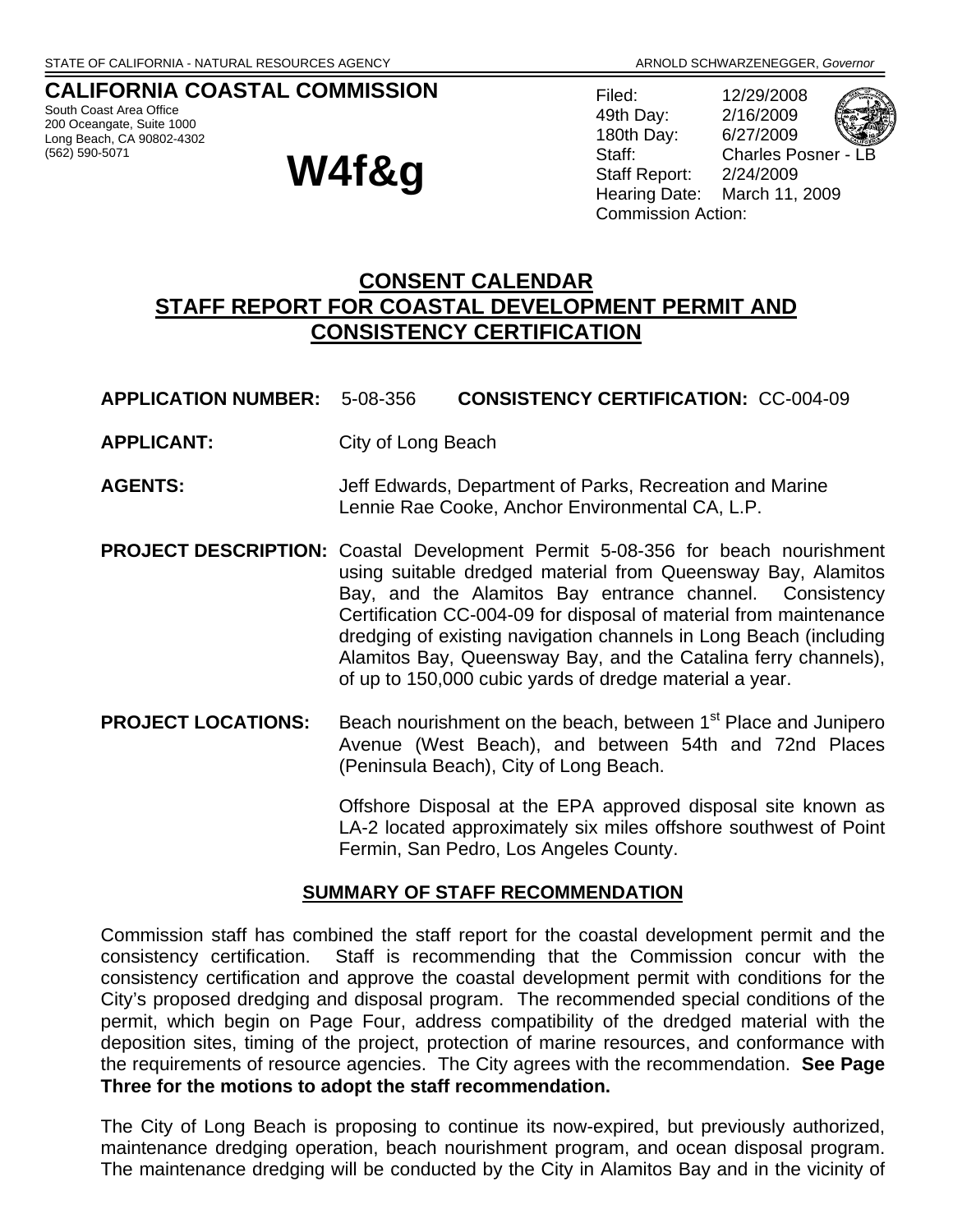STATE OF CALIFORNIA - NATURAL RESOURCES AGENCY

ARNOLD SCHWARZENEGGER, *Governor*

**CALIFORNIA COASTAL COMMISSION**
South Coast Area Office
200 Oceangate, Suite 1000
Long Beach, CA 90802-4302
(562) 590-5071

# W4f&g

Filed: 12/29/2008
49th Day: 2/16/2009
180th Day: 6/27/2009
Staff: Charles Posner - LB
Staff Report: 2/24/2009
Hearing Date: March 11, 2009
Commission Action:

## CONSENT CALENDAR
## STAFF REPORT FOR COASTAL DEVELOPMENT PERMIT AND CONSISTENCY CERTIFICATION

**APPLICATION NUMBER:** 5-08-356 **CONSISTENCY CERTIFICATION:** CC-004-09

**APPLICANT:** City of Long Beach

**AGENTS:** Jeff Edwards, Department of Parks, Recreation and Marine
Lennie Rae Cooke, Anchor Environmental CA, L.P.

**PROJECT DESCRIPTION:** Coastal Development Permit 5-08-356 for beach nourishment using suitable dredged material from Queensway Bay, Alamitos Bay, and the Alamitos Bay entrance channel. Consistency Certification CC-004-09 for disposal of material from maintenance dredging of existing navigation channels in Long Beach (including Alamitos Bay, Queensway Bay, and the Catalina ferry channels), of up to 150,000 cubic yards of dredge material a year.

**PROJECT LOCATIONS:** Beach nourishment on the beach, between 1st Place and Junipero Avenue (West Beach), and between 54th and 72nd Places (Peninsula Beach), City of Long Beach.

Offshore Disposal at the EPA approved disposal site known as LA-2 located approximately six miles offshore southwest of Point Fermin, San Pedro, Los Angeles County.

### SUMMARY OF STAFF RECOMMENDATION

Commission staff has combined the staff report for the coastal development permit and the consistency certification. Staff is recommending that the Commission concur with the consistency certification and approve the coastal development permit with conditions for the City's proposed dredging and disposal program. The recommended special conditions of the permit, which begin on Page Four, address compatibility of the dredged material with the deposition sites, timing of the project, protection of marine resources, and conformance with the requirements of resource agencies. The City agrees with the recommendation. **See Page Three for the motions to adopt the staff recommendation.**

The City of Long Beach is proposing to continue its now-expired, but previously authorized, maintenance dredging operation, beach nourishment program, and ocean disposal program. The maintenance dredging will be conducted by the City in Alamitos Bay and in the vicinity of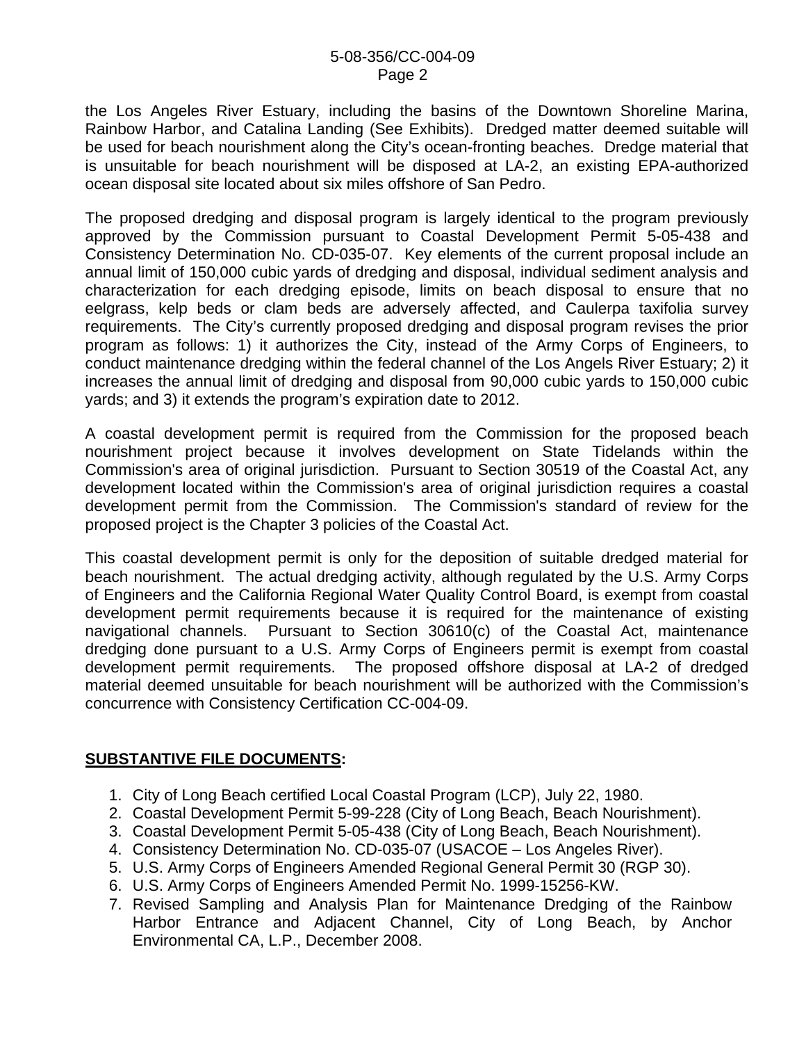the Los Angeles River Estuary, including the basins of the Downtown Shoreline Marina, Rainbow Harbor, and Catalina Landing (See Exhibits). Dredged matter deemed suitable will be used for beach nourishment along the City's ocean-fronting beaches. Dredge material that is unsuitable for beach nourishment will be disposed at LA-2, an existing EPA-authorized ocean disposal site located about six miles offshore of San Pedro.

The proposed dredging and disposal program is largely identical to the program previously approved by the Commission pursuant to Coastal Development Permit 5-05-438 and Consistency Determination No. CD-035-07. Key elements of the current proposal include an annual limit of 150,000 cubic yards of dredging and disposal, individual sediment analysis and characterization for each dredging episode, limits on beach disposal to ensure that no eelgrass, kelp beds or clam beds are adversely affected, and Caulerpa taxifolia survey requirements. The City's currently proposed dredging and disposal program revises the prior program as follows: 1) it authorizes the City, instead of the Army Corps of Engineers, to conduct maintenance dredging within the federal channel of the Los Angels River Estuary; 2) it increases the annual limit of dredging and disposal from 90,000 cubic yards to 150,000 cubic yards; and 3) it extends the program's expiration date to 2012.

A coastal development permit is required from the Commission for the proposed beach nourishment project because it involves development on State Tidelands within the Commission's area of original jurisdiction. Pursuant to Section 30519 of the Coastal Act, any development located within the Commission's area of original jurisdiction requires a coastal development permit from the Commission. The Commission's standard of review for the proposed project is the Chapter 3 policies of the Coastal Act.

This coastal development permit is only for the deposition of suitable dredged material for beach nourishment. The actual dredging activity, although regulated by the U.S. Army Corps of Engineers and the California Regional Water Quality Control Board, is exempt from coastal development permit requirements because it is required for the maintenance of existing navigational channels. Pursuant to Section 30610(c) of the Coastal Act, maintenance dredging done pursuant to a U.S. Army Corps of Engineers permit is exempt from coastal development permit requirements. The proposed offshore disposal at LA-2 of dredged material deemed unsuitable for beach nourishment will be authorized with the Commission's concurrence with Consistency Certification CC-004-09.

**SUBSTANTIVE FILE DOCUMENTS:**

1. City of Long Beach certified Local Coastal Program (LCP), July 22, 1980.
2. Coastal Development Permit 5-99-228 (City of Long Beach, Beach Nourishment).
3. Coastal Development Permit 5-05-438 (City of Long Beach, Beach Nourishment).
4. Consistency Determination No. CD-035-07 (USACOE – Los Angeles River).
5. U.S. Army Corps of Engineers Amended Regional General Permit 30 (RGP 30).
6. U.S. Army Corps of Engineers Amended Permit No. 1999-15256-KW.
7. Revised Sampling and Analysis Plan for Maintenance Dredging of the Rainbow Harbor Entrance and Adjacent Channel, City of Long Beach, by Anchor Environmental CA, L.P., December 2008.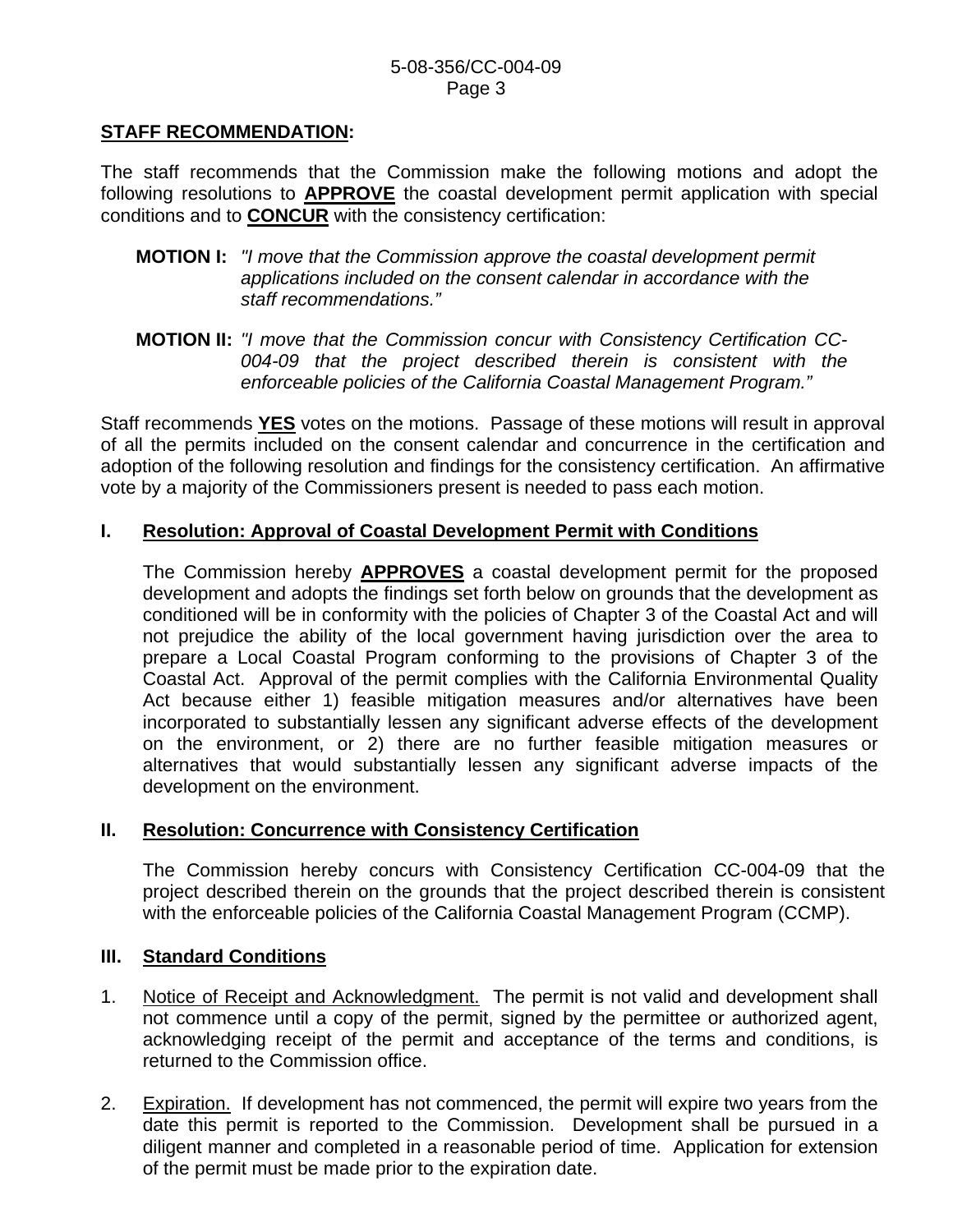**STAFF RECOMMENDATION:**

The staff recommends that the Commission make the following motions and adopt the following resolutions to **APPROVE** the coastal development permit application with special conditions and to **CONCUR** with the consistency certification:

**MOTION I:** *"I move that the Commission approve the coastal development permit applications included on the consent calendar in accordance with the staff recommendations."*

**MOTION II:** *"I move that the Commission concur with Consistency Certification CC-004-09 that the project described therein is consistent with the enforceable policies of the California Coastal Management Program."*

Staff recommends **YES** votes on the motions. Passage of these motions will result in approval of all the permits included on the consent calendar and concurrence in the certification and adoption of the following resolution and findings for the consistency certification. An affirmative vote by a majority of the Commissioners present is needed to pass each motion.

## I. Resolution: Approval of Coastal Development Permit with Conditions

The Commission hereby **APPROVES** a coastal development permit for the proposed development and adopts the findings set forth below on grounds that the development as conditioned will be in conformity with the policies of Chapter 3 of the Coastal Act and will not prejudice the ability of the local government having jurisdiction over the area to prepare a Local Coastal Program conforming to the provisions of Chapter 3 of the Coastal Act. Approval of the permit complies with the California Environmental Quality Act because either 1) feasible mitigation measures and/or alternatives have been incorporated to substantially lessen any significant adverse effects of the development on the environment, or 2) there are no further feasible mitigation measures or alternatives that would substantially lessen any significant adverse impacts of the development on the environment.

## II. Resolution: Concurrence with Consistency Certification

The Commission hereby concurs with Consistency Certification CC-004-09 that the project described therein on the grounds that the project described therein is consistent with the enforceable policies of the California Coastal Management Program (CCMP).

## III. Standard Conditions

1. Notice of Receipt and Acknowledgment. The permit is not valid and development shall not commence until a copy of the permit, signed by the permittee or authorized agent, acknowledging receipt of the permit and acceptance of the terms and conditions, is returned to the Commission office.

2. Expiration. If development has not commenced, the permit will expire two years from the date this permit is reported to the Commission. Development shall be pursued in a diligent manner and completed in a reasonable period of time. Application for extension of the permit must be made prior to the expiration date.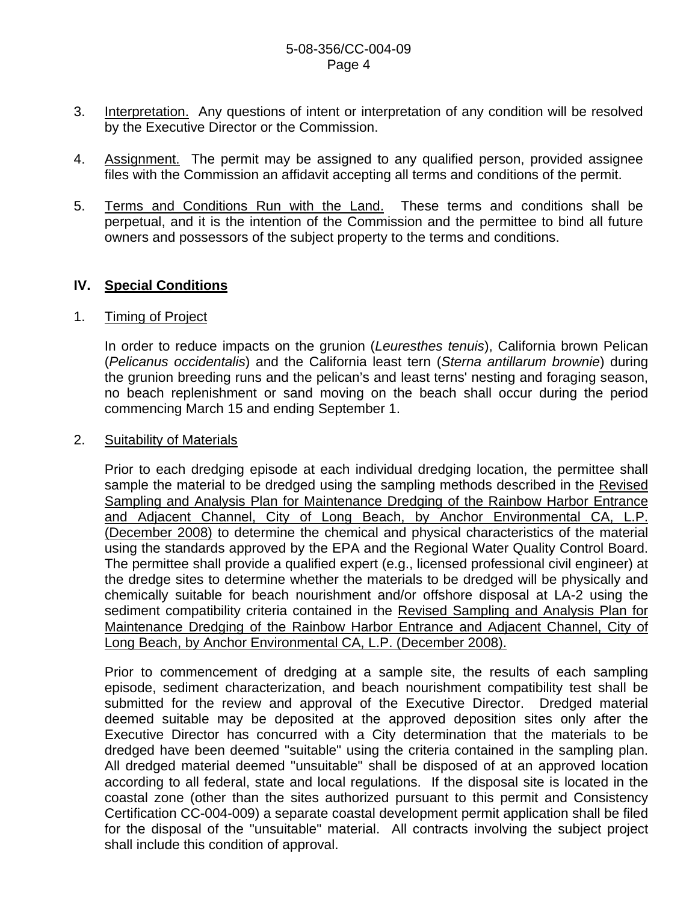3. Interpretation. Any questions of intent or interpretation of any condition will be resolved by the Executive Director or the Commission.

4. Assignment. The permit may be assigned to any qualified person, provided assignee files with the Commission an affidavit accepting all terms and conditions of the permit.

5. Terms and Conditions Run with the Land. These terms and conditions shall be perpetual, and it is the intention of the Commission and the permittee to bind all future owners and possessors of the subject property to the terms and conditions.

## IV. Special Conditions

1. Timing of Project

   In order to reduce impacts on the grunion (*Leuresthes tenuis*), California brown Pelican (*Pelicanus occidentalis*) and the California least tern (*Sterna antillarum brownie*) during the grunion breeding runs and the pelican's and least terns' nesting and foraging season, no beach replenishment or sand moving on the beach shall occur during the period commencing March 15 and ending September 1.

2. Suitability of Materials

   Prior to each dredging episode at each individual dredging location, the permittee shall sample the material to be dredged using the sampling methods described in the Revised Sampling and Analysis Plan for Maintenance Dredging of the Rainbow Harbor Entrance and Adjacent Channel, City of Long Beach, by Anchor Environmental CA, L.P. (December 2008) to determine the chemical and physical characteristics of the material using the standards approved by the EPA and the Regional Water Quality Control Board. The permittee shall provide a qualified expert (e.g., licensed professional civil engineer) at the dredge sites to determine whether the materials to be dredged will be physically and chemically suitable for beach nourishment and/or offshore disposal at LA-2 using the sediment compatibility criteria contained in the Revised Sampling and Analysis Plan for Maintenance Dredging of the Rainbow Harbor Entrance and Adjacent Channel, City of Long Beach, by Anchor Environmental CA, L.P. (December 2008).

   Prior to commencement of dredging at a sample site, the results of each sampling episode, sediment characterization, and beach nourishment compatibility test shall be submitted for the review and approval of the Executive Director. Dredged material deemed suitable may be deposited at the approved deposition sites only after the Executive Director has concurred with a City determination that the materials to be dredged have been deemed "suitable" using the criteria contained in the sampling plan. All dredged material deemed "unsuitable" shall be disposed of at an approved location according to all federal, state and local regulations. If the disposal site is located in the coastal zone (other than the sites authorized pursuant to this permit and Consistency Certification CC-004-009) a separate coastal development permit application shall be filed for the disposal of the "unsuitable" material. All contracts involving the subject project shall include this condition of approval.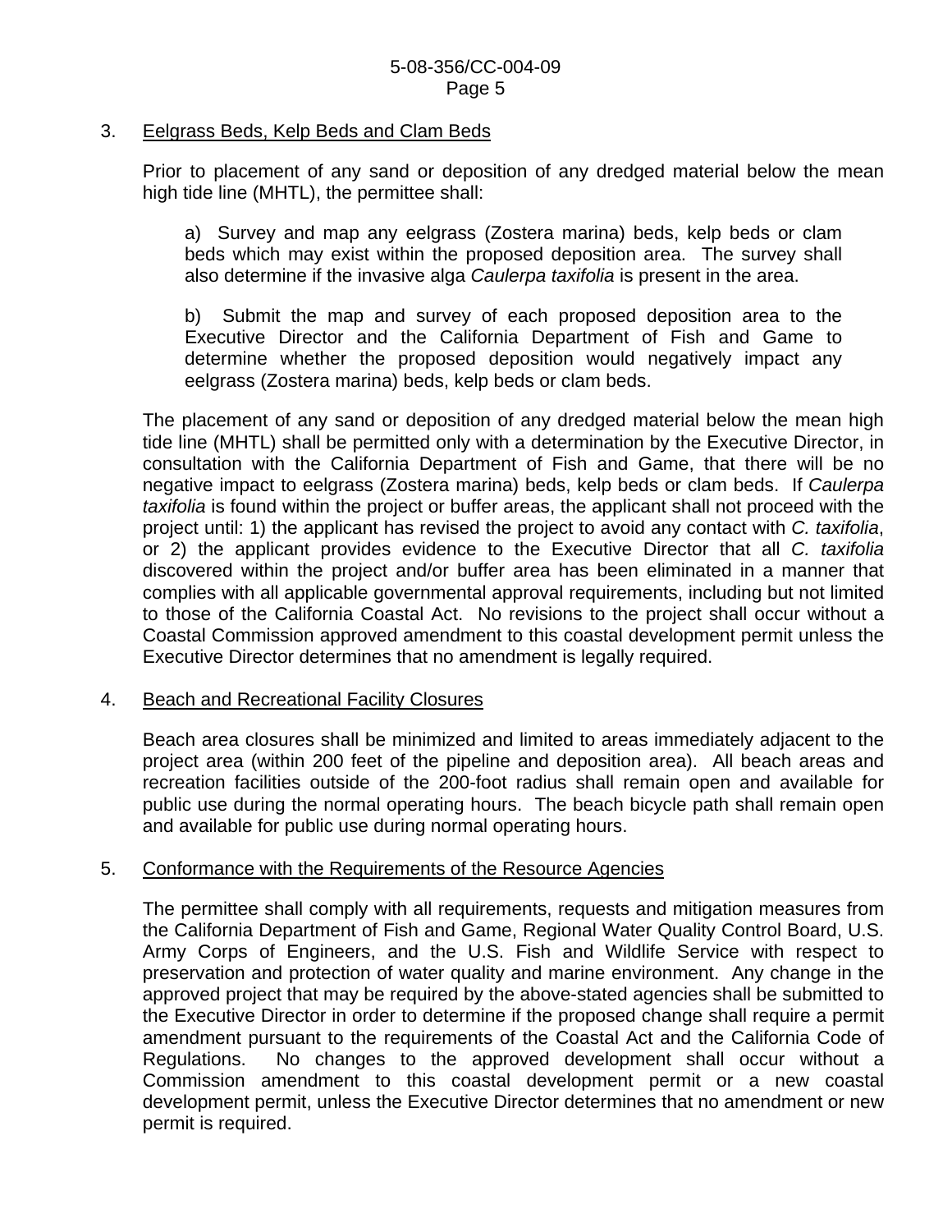3. Eelgrass Beds, Kelp Beds and Clam Beds

   Prior to placement of any sand or deposition of any dredged material below the mean high tide line (MHTL), the permittee shall:

   a) Survey and map any eelgrass (Zostera marina) beds, kelp beds or clam beds which may exist within the proposed deposition area. The survey shall also determine if the invasive alga *Caulerpa taxifolia* is present in the area.

   b) Submit the map and survey of each proposed deposition area to the Executive Director and the California Department of Fish and Game to determine whether the proposed deposition would negatively impact any eelgrass (Zostera marina) beds, kelp beds or clam beds.

   The placement of any sand or deposition of any dredged material below the mean high tide line (MHTL) shall be permitted only with a determination by the Executive Director, in consultation with the California Department of Fish and Game, that there will be no negative impact to eelgrass (Zostera marina) beds, kelp beds or clam beds. If *Caulerpa taxifolia* is found within the project or buffer areas, the applicant shall not proceed with the project until: 1) the applicant has revised the project to avoid any contact with *C. taxifolia*, or 2) the applicant provides evidence to the Executive Director that all *C. taxifolia* discovered within the project and/or buffer area has been eliminated in a manner that complies with all applicable governmental approval requirements, including but not limited to those of the California Coastal Act. No revisions to the project shall occur without a Coastal Commission approved amendment to this coastal development permit unless the Executive Director determines that no amendment is legally required.

4. Beach and Recreational Facility Closures

   Beach area closures shall be minimized and limited to areas immediately adjacent to the project area (within 200 feet of the pipeline and deposition area). All beach areas and recreation facilities outside of the 200-foot radius shall remain open and available for public use during the normal operating hours. The beach bicycle path shall remain open and available for public use during normal operating hours.

5. Conformance with the Requirements of the Resource Agencies

   The permittee shall comply with all requirements, requests and mitigation measures from the California Department of Fish and Game, Regional Water Quality Control Board, U.S. Army Corps of Engineers, and the U.S. Fish and Wildlife Service with respect to preservation and protection of water quality and marine environment. Any change in the approved project that may be required by the above-stated agencies shall be submitted to the Executive Director in order to determine if the proposed change shall require a permit amendment pursuant to the requirements of the Coastal Act and the California Code of Regulations. No changes to the approved development shall occur without a Commission amendment to this coastal development permit or a new coastal development permit, unless the Executive Director determines that no amendment or new permit is required.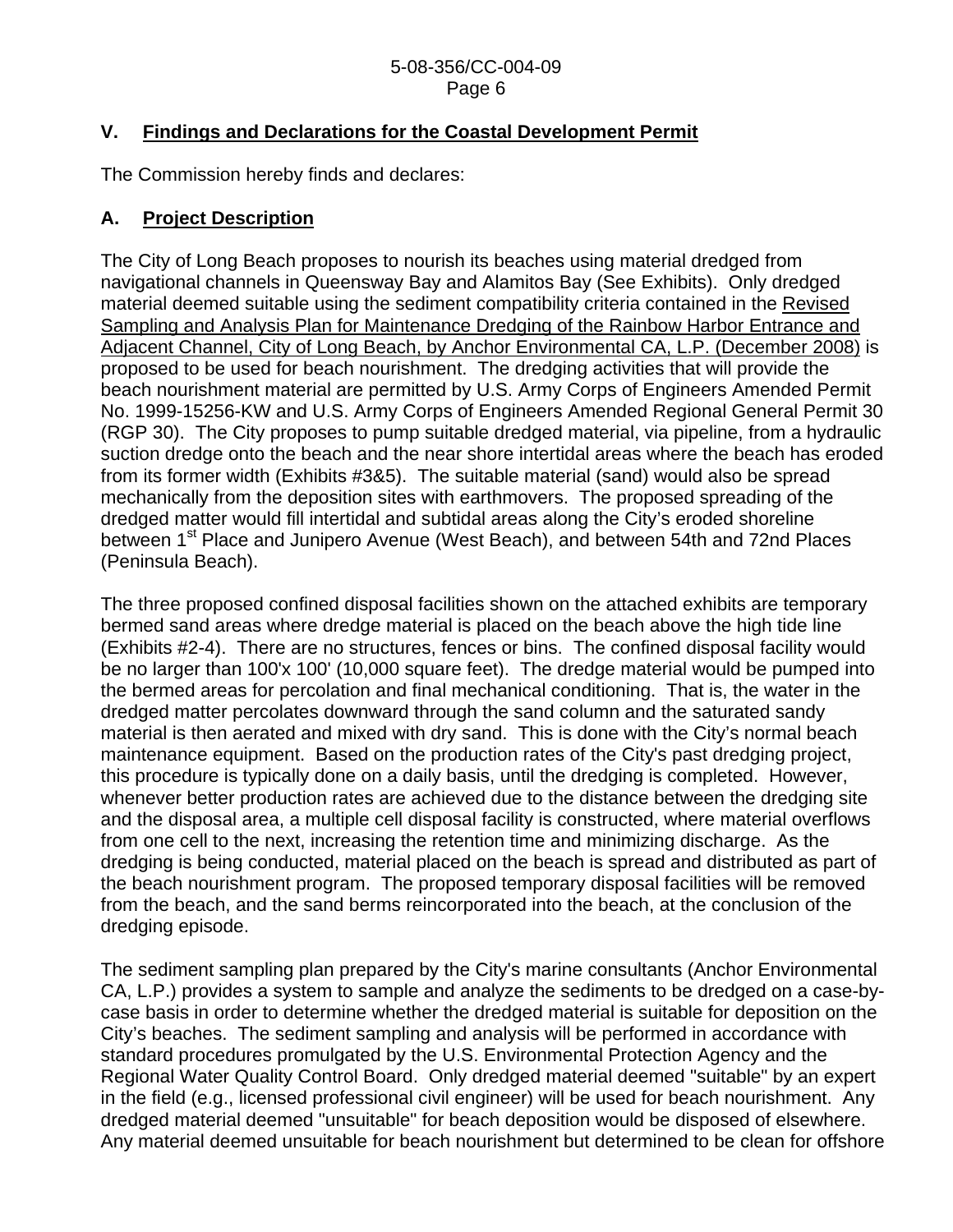## V. Findings and Declarations for the Coastal Development Permit

The Commission hereby finds and declares:

### A. Project Description

The City of Long Beach proposes to nourish its beaches using material dredged from navigational channels in Queensway Bay and Alamitos Bay (See Exhibits). Only dredged material deemed suitable using the sediment compatibility criteria contained in the Revised Sampling and Analysis Plan for Maintenance Dredging of the Rainbow Harbor Entrance and Adjacent Channel, City of Long Beach, by Anchor Environmental CA, L.P. (December 2008) is proposed to be used for beach nourishment. The dredging activities that will provide the beach nourishment material are permitted by U.S. Army Corps of Engineers Amended Permit No. 1999-15256-KW and U.S. Army Corps of Engineers Amended Regional General Permit 30 (RGP 30). The City proposes to pump suitable dredged material, via pipeline, from a hydraulic suction dredge onto the beach and the near shore intertidal areas where the beach has eroded from its former width (Exhibits #3&5). The suitable material (sand) would also be spread mechanically from the deposition sites with earthmovers. The proposed spreading of the dredged matter would fill intertidal and subtidal areas along the City's eroded shoreline between 1st Place and Junipero Avenue (West Beach), and between 54th and 72nd Places (Peninsula Beach).

The three proposed confined disposal facilities shown on the attached exhibits are temporary bermed sand areas where dredge material is placed on the beach above the high tide line (Exhibits #2-4). There are no structures, fences or bins. The confined disposal facility would be no larger than 100'x 100' (10,000 square feet). The dredge material would be pumped into the bermed areas for percolation and final mechanical conditioning. That is, the water in the dredged matter percolates downward through the sand column and the saturated sandy material is then aerated and mixed with dry sand. This is done with the City's normal beach maintenance equipment. Based on the production rates of the City's past dredging project, this procedure is typically done on a daily basis, until the dredging is completed. However, whenever better production rates are achieved due to the distance between the dredging site and the disposal area, a multiple cell disposal facility is constructed, where material overflows from one cell to the next, increasing the retention time and minimizing discharge. As the dredging is being conducted, material placed on the beach is spread and distributed as part of the beach nourishment program. The proposed temporary disposal facilities will be removed from the beach, and the sand berms reincorporated into the beach, at the conclusion of the dredging episode.

The sediment sampling plan prepared by the City's marine consultants (Anchor Environmental CA, L.P.) provides a system to sample and analyze the sediments to be dredged on a case-by-case basis in order to determine whether the dredged material is suitable for deposition on the City's beaches. The sediment sampling and analysis will be performed in accordance with standard procedures promulgated by the U.S. Environmental Protection Agency and the Regional Water Quality Control Board. Only dredged material deemed "suitable" by an expert in the field (e.g., licensed professional civil engineer) will be used for beach nourishment. Any dredged material deemed "unsuitable" for beach deposition would be disposed of elsewhere. Any material deemed unsuitable for beach nourishment but determined to be clean for offshore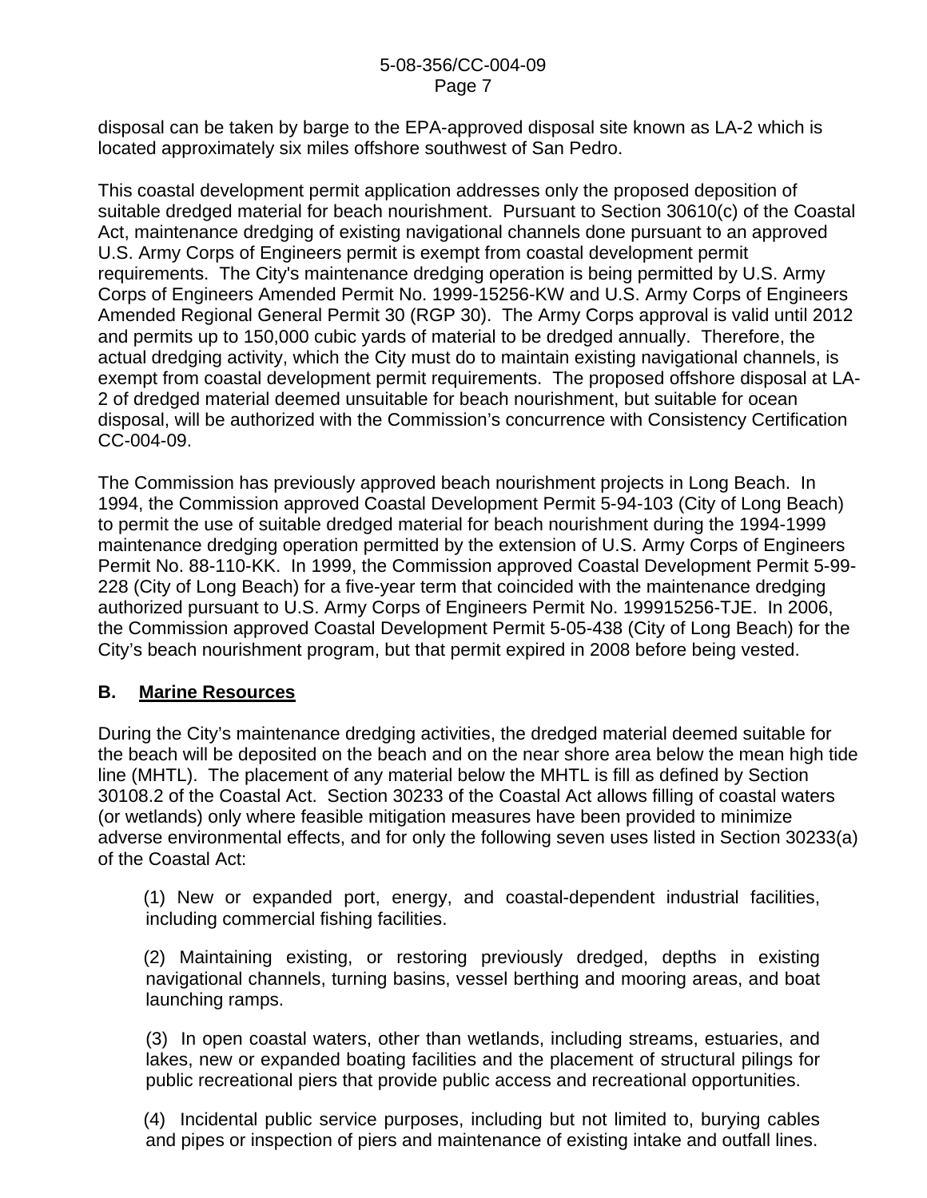disposal can be taken by barge to the EPA-approved disposal site known as LA-2 which is located approximately six miles offshore southwest of San Pedro.

This coastal development permit application addresses only the proposed deposition of suitable dredged material for beach nourishment. Pursuant to Section 30610(c) of the Coastal Act, maintenance dredging of existing navigational channels done pursuant to an approved U.S. Army Corps of Engineers permit is exempt from coastal development permit requirements. The City's maintenance dredging operation is being permitted by U.S. Army Corps of Engineers Amended Permit No. 1999-15256-KW and U.S. Army Corps of Engineers Amended Regional General Permit 30 (RGP 30). The Army Corps approval is valid until 2012 and permits up to 150,000 cubic yards of material to be dredged annually. Therefore, the actual dredging activity, which the City must do to maintain existing navigational channels, is exempt from coastal development permit requirements. The proposed offshore disposal at LA-2 of dredged material deemed unsuitable for beach nourishment, but suitable for ocean disposal, will be authorized with the Commission's concurrence with Consistency Certification CC-004-09.

The Commission has previously approved beach nourishment projects in Long Beach. In 1994, the Commission approved Coastal Development Permit 5-94-103 (City of Long Beach) to permit the use of suitable dredged material for beach nourishment during the 1994-1999 maintenance dredging operation permitted by the extension of U.S. Army Corps of Engineers Permit No. 88-110-KK. In 1999, the Commission approved Coastal Development Permit 5-99-228 (City of Long Beach) for a five-year term that coincided with the maintenance dredging authorized pursuant to U.S. Army Corps of Engineers Permit No. 199915256-TJE. In 2006, the Commission approved Coastal Development Permit 5-05-438 (City of Long Beach) for the City's beach nourishment program, but that permit expired in 2008 before being vested.

## B. Marine Resources

During the City's maintenance dredging activities, the dredged material deemed suitable for the beach will be deposited on the beach and on the near shore area below the mean high tide line (MHTL). The placement of any material below the MHTL is fill as defined by Section 30108.2 of the Coastal Act. Section 30233 of the Coastal Act allows filling of coastal waters (or wetlands) only where feasible mitigation measures have been provided to minimize adverse environmental effects, and for only the following seven uses listed in Section 30233(a) of the Coastal Act:

> (1) New or expanded port, energy, and coastal-dependent industrial facilities, including commercial fishing facilities.
>
> (2) Maintaining existing, or restoring previously dredged, depths in existing navigational channels, turning basins, vessel berthing and mooring areas, and boat launching ramps.
>
> (3) In open coastal waters, other than wetlands, including streams, estuaries, and lakes, new or expanded boating facilities and the placement of structural pilings for public recreational piers that provide public access and recreational opportunities.
>
> (4) Incidental public service purposes, including but not limited to, burying cables and pipes or inspection of piers and maintenance of existing intake and outfall lines.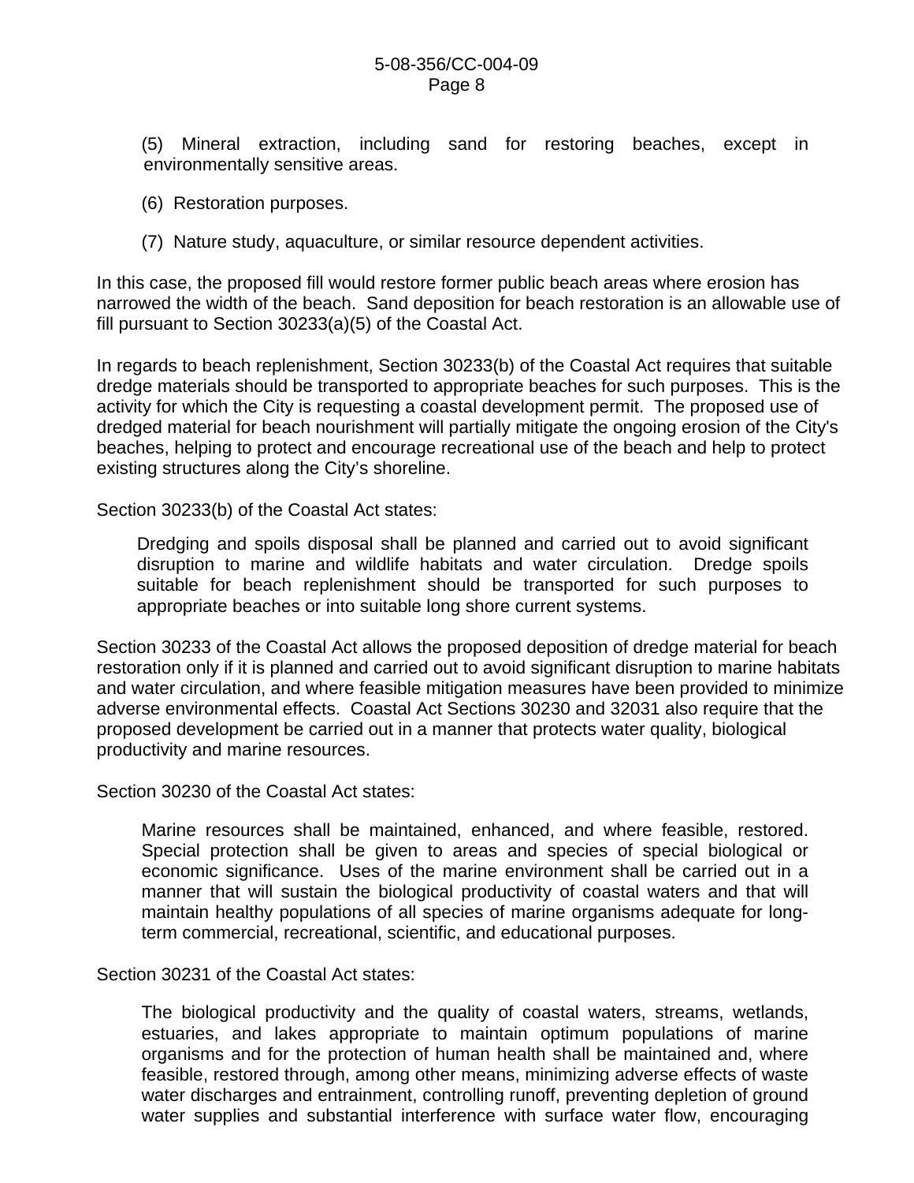(5) Mineral extraction, including sand for restoring beaches, except in environmentally sensitive areas.

(6) Restoration purposes.

(7) Nature study, aquaculture, or similar resource dependent activities.

In this case, the proposed fill would restore former public beach areas where erosion has narrowed the width of the beach. Sand deposition for beach restoration is an allowable use of fill pursuant to Section 30233(a)(5) of the Coastal Act.

In regards to beach replenishment, Section 30233(b) of the Coastal Act requires that suitable dredge materials should be transported to appropriate beaches for such purposes. This is the activity for which the City is requesting a coastal development permit. The proposed use of dredged material for beach nourishment will partially mitigate the ongoing erosion of the City's beaches, helping to protect and encourage recreational use of the beach and help to protect existing structures along the City's shoreline.

Section 30233(b) of the Coastal Act states:

> Dredging and spoils disposal shall be planned and carried out to avoid significant disruption to marine and wildlife habitats and water circulation. Dredge spoils suitable for beach replenishment should be transported for such purposes to appropriate beaches or into suitable long shore current systems.

Section 30233 of the Coastal Act allows the proposed deposition of dredge material for beach restoration only if it is planned and carried out to avoid significant disruption to marine habitats and water circulation, and where feasible mitigation measures have been provided to minimize adverse environmental effects. Coastal Act Sections 30230 and 32031 also require that the proposed development be carried out in a manner that protects water quality, biological productivity and marine resources.

Section 30230 of the Coastal Act states:

> Marine resources shall be maintained, enhanced, and where feasible, restored. Special protection shall be given to areas and species of special biological or economic significance. Uses of the marine environment shall be carried out in a manner that will sustain the biological productivity of coastal waters and that will maintain healthy populations of all species of marine organisms adequate for long-term commercial, recreational, scientific, and educational purposes.

Section 30231 of the Coastal Act states:

> The biological productivity and the quality of coastal waters, streams, wetlands, estuaries, and lakes appropriate to maintain optimum populations of marine organisms and for the protection of human health shall be maintained and, where feasible, restored through, among other means, minimizing adverse effects of waste water discharges and entrainment, controlling runoff, preventing depletion of ground water supplies and substantial interference with surface water flow, encouraging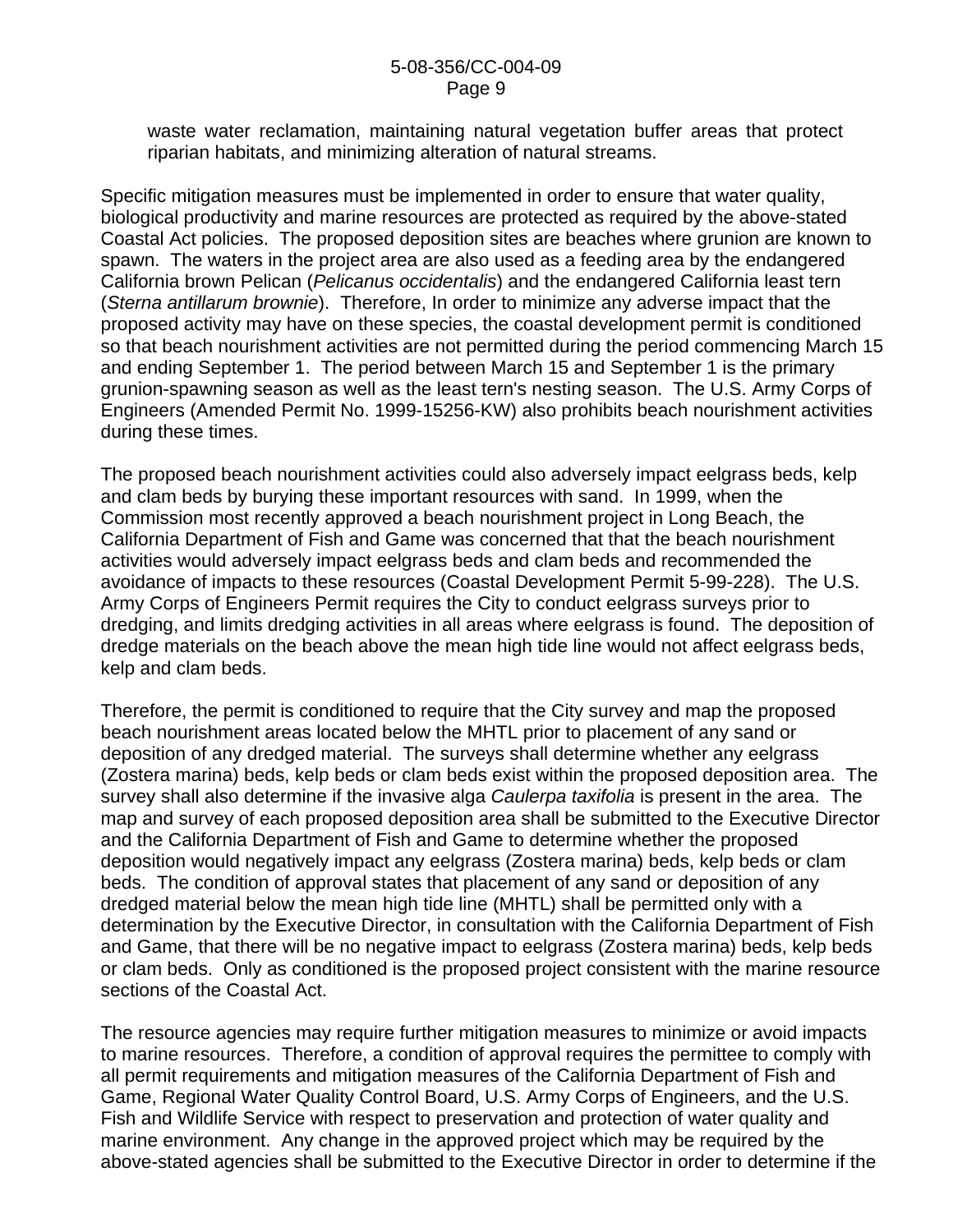waste water reclamation, maintaining natural vegetation buffer areas that protect riparian habitats, and minimizing alteration of natural streams.

Specific mitigation measures must be implemented in order to ensure that water quality, biological productivity and marine resources are protected as required by the above-stated Coastal Act policies. The proposed deposition sites are beaches where grunion are known to spawn. The waters in the project area are also used as a feeding area by the endangered California brown Pelican (*Pelicanus occidentalis*) and the endangered California least tern (*Sterna antillarum brownie*). Therefore, In order to minimize any adverse impact that the proposed activity may have on these species, the coastal development permit is conditioned so that beach nourishment activities are not permitted during the period commencing March 15 and ending September 1. The period between March 15 and September 1 is the primary grunion-spawning season as well as the least tern's nesting season. The U.S. Army Corps of Engineers (Amended Permit No. 1999-15256-KW) also prohibits beach nourishment activities during these times.

The proposed beach nourishment activities could also adversely impact eelgrass beds, kelp and clam beds by burying these important resources with sand. In 1999, when the Commission most recently approved a beach nourishment project in Long Beach, the California Department of Fish and Game was concerned that that the beach nourishment activities would adversely impact eelgrass beds and clam beds and recommended the avoidance of impacts to these resources (Coastal Development Permit 5-99-228). The U.S. Army Corps of Engineers Permit requires the City to conduct eelgrass surveys prior to dredging, and limits dredging activities in all areas where eelgrass is found. The deposition of dredge materials on the beach above the mean high tide line would not affect eelgrass beds, kelp and clam beds.

Therefore, the permit is conditioned to require that the City survey and map the proposed beach nourishment areas located below the MHTL prior to placement of any sand or deposition of any dredged material. The surveys shall determine whether any eelgrass (Zostera marina) beds, kelp beds or clam beds exist within the proposed deposition area. The survey shall also determine if the invasive alga *Caulerpa taxifolia* is present in the area. The map and survey of each proposed deposition area shall be submitted to the Executive Director and the California Department of Fish and Game to determine whether the proposed deposition would negatively impact any eelgrass (Zostera marina) beds, kelp beds or clam beds. The condition of approval states that placement of any sand or deposition of any dredged material below the mean high tide line (MHTL) shall be permitted only with a determination by the Executive Director, in consultation with the California Department of Fish and Game, that there will be no negative impact to eelgrass (Zostera marina) beds, kelp beds or clam beds. Only as conditioned is the proposed project consistent with the marine resource sections of the Coastal Act.

The resource agencies may require further mitigation measures to minimize or avoid impacts to marine resources. Therefore, a condition of approval requires the permittee to comply with all permit requirements and mitigation measures of the California Department of Fish and Game, Regional Water Quality Control Board, U.S. Army Corps of Engineers, and the U.S. Fish and Wildlife Service with respect to preservation and protection of water quality and marine environment. Any change in the approved project which may be required by the above-stated agencies shall be submitted to the Executive Director in order to determine if the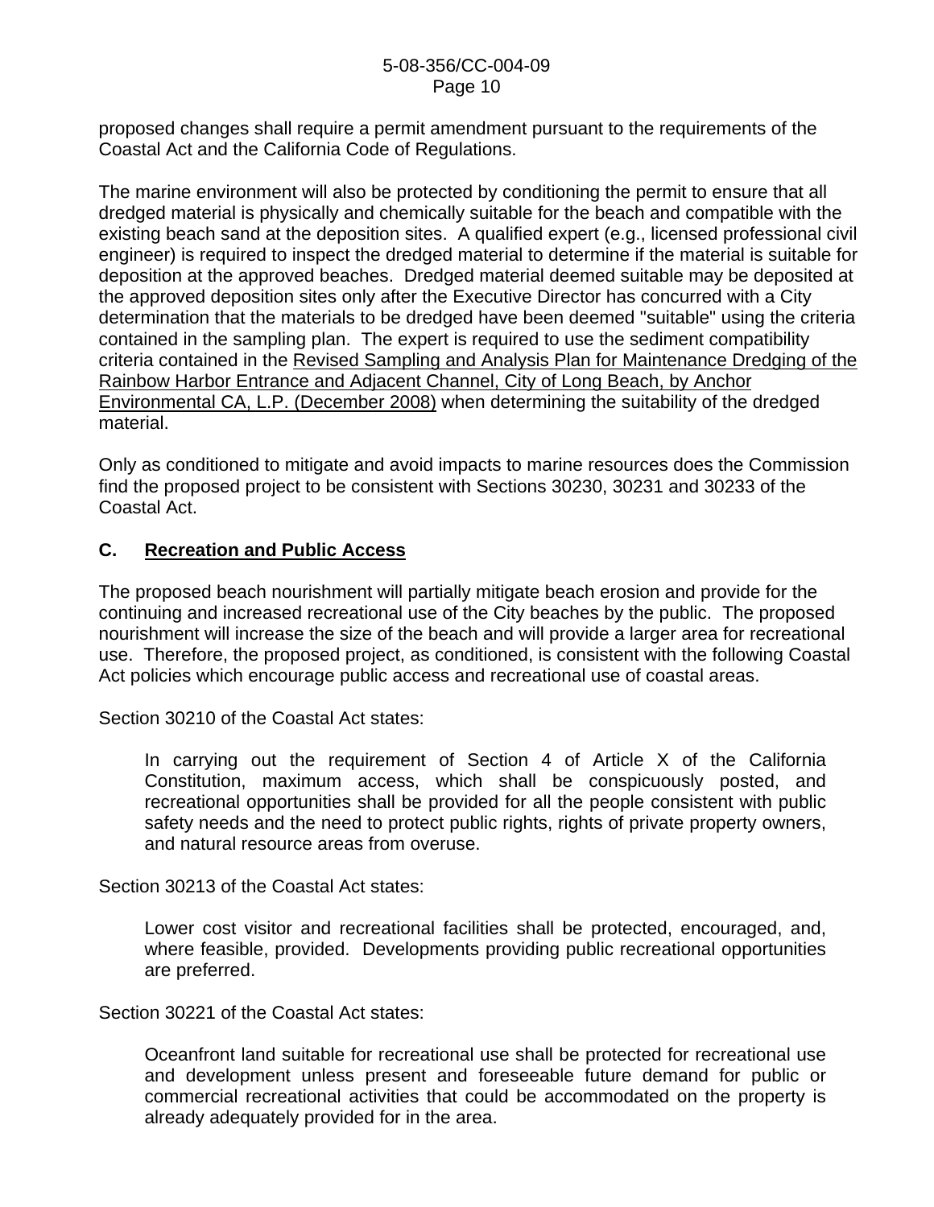proposed changes shall require a permit amendment pursuant to the requirements of the Coastal Act and the California Code of Regulations.

The marine environment will also be protected by conditioning the permit to ensure that all dredged material is physically and chemically suitable for the beach and compatible with the existing beach sand at the deposition sites. A qualified expert (e.g., licensed professional civil engineer) is required to inspect the dredged material to determine if the material is suitable for deposition at the approved beaches. Dredged material deemed suitable may be deposited at the approved deposition sites only after the Executive Director has concurred with a City determination that the materials to be dredged have been deemed "suitable" using the criteria contained in the sampling plan. The expert is required to use the sediment compatibility criteria contained in the Revised Sampling and Analysis Plan for Maintenance Dredging of the Rainbow Harbor Entrance and Adjacent Channel, City of Long Beach, by Anchor Environmental CA, L.P. (December 2008) when determining the suitability of the dredged material.

Only as conditioned to mitigate and avoid impacts to marine resources does the Commission find the proposed project to be consistent with Sections 30230, 30231 and 30233 of the Coastal Act.

### C. Recreation and Public Access

The proposed beach nourishment will partially mitigate beach erosion and provide for the continuing and increased recreational use of the City beaches by the public. The proposed nourishment will increase the size of the beach and will provide a larger area for recreational use. Therefore, the proposed project, as conditioned, is consistent with the following Coastal Act policies which encourage public access and recreational use of coastal areas.

Section 30210 of the Coastal Act states:

> In carrying out the requirement of Section 4 of Article X of the California Constitution, maximum access, which shall be conspicuously posted, and recreational opportunities shall be provided for all the people consistent with public safety needs and the need to protect public rights, rights of private property owners, and natural resource areas from overuse.

Section 30213 of the Coastal Act states:

> Lower cost visitor and recreational facilities shall be protected, encouraged, and, where feasible, provided. Developments providing public recreational opportunities are preferred.

Section 30221 of the Coastal Act states:

> Oceanfront land suitable for recreational use shall be protected for recreational use and development unless present and foreseeable future demand for public or commercial recreational activities that could be accommodated on the property is already adequately provided for in the area.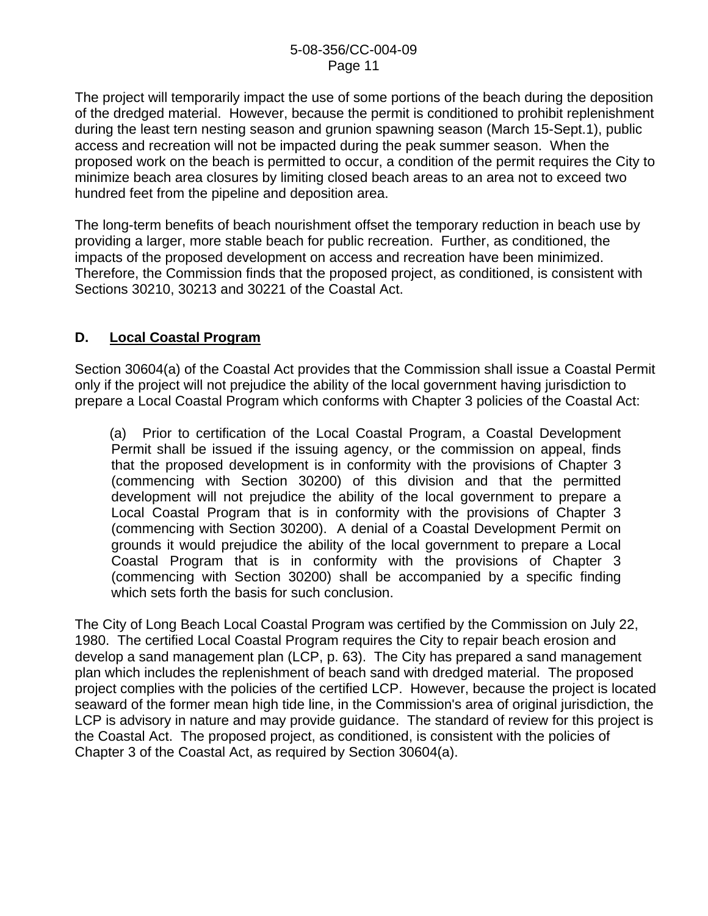The project will temporarily impact the use of some portions of the beach during the deposition of the dredged material. However, because the permit is conditioned to prohibit replenishment during the least tern nesting season and grunion spawning season (March 15-Sept.1), public access and recreation will not be impacted during the peak summer season. When the proposed work on the beach is permitted to occur, a condition of the permit requires the City to minimize beach area closures by limiting closed beach areas to an area not to exceed two hundred feet from the pipeline and deposition area.

The long-term benefits of beach nourishment offset the temporary reduction in beach use by providing a larger, more stable beach for public recreation. Further, as conditioned, the impacts of the proposed development on access and recreation have been minimized. Therefore, the Commission finds that the proposed project, as conditioned, is consistent with Sections 30210, 30213 and 30221 of the Coastal Act.

## D. Local Coastal Program

Section 30604(a) of the Coastal Act provides that the Commission shall issue a Coastal Permit only if the project will not prejudice the ability of the local government having jurisdiction to prepare a Local Coastal Program which conforms with Chapter 3 policies of the Coastal Act:

> (a) Prior to certification of the Local Coastal Program, a Coastal Development Permit shall be issued if the issuing agency, or the commission on appeal, finds that the proposed development is in conformity with the provisions of Chapter 3 (commencing with Section 30200) of this division and that the permitted development will not prejudice the ability of the local government to prepare a Local Coastal Program that is in conformity with the provisions of Chapter 3 (commencing with Section 30200). A denial of a Coastal Development Permit on grounds it would prejudice the ability of the local government to prepare a Local Coastal Program that is in conformity with the provisions of Chapter 3 (commencing with Section 30200) shall be accompanied by a specific finding which sets forth the basis for such conclusion.

The City of Long Beach Local Coastal Program was certified by the Commission on July 22, 1980. The certified Local Coastal Program requires the City to repair beach erosion and develop a sand management plan (LCP, p. 63). The City has prepared a sand management plan which includes the replenishment of beach sand with dredged material. The proposed project complies with the policies of the certified LCP. However, because the project is located seaward of the former mean high tide line, in the Commission's area of original jurisdiction, the LCP is advisory in nature and may provide guidance. The standard of review for this project is the Coastal Act. The proposed project, as conditioned, is consistent with the policies of Chapter 3 of the Coastal Act, as required by Section 30604(a).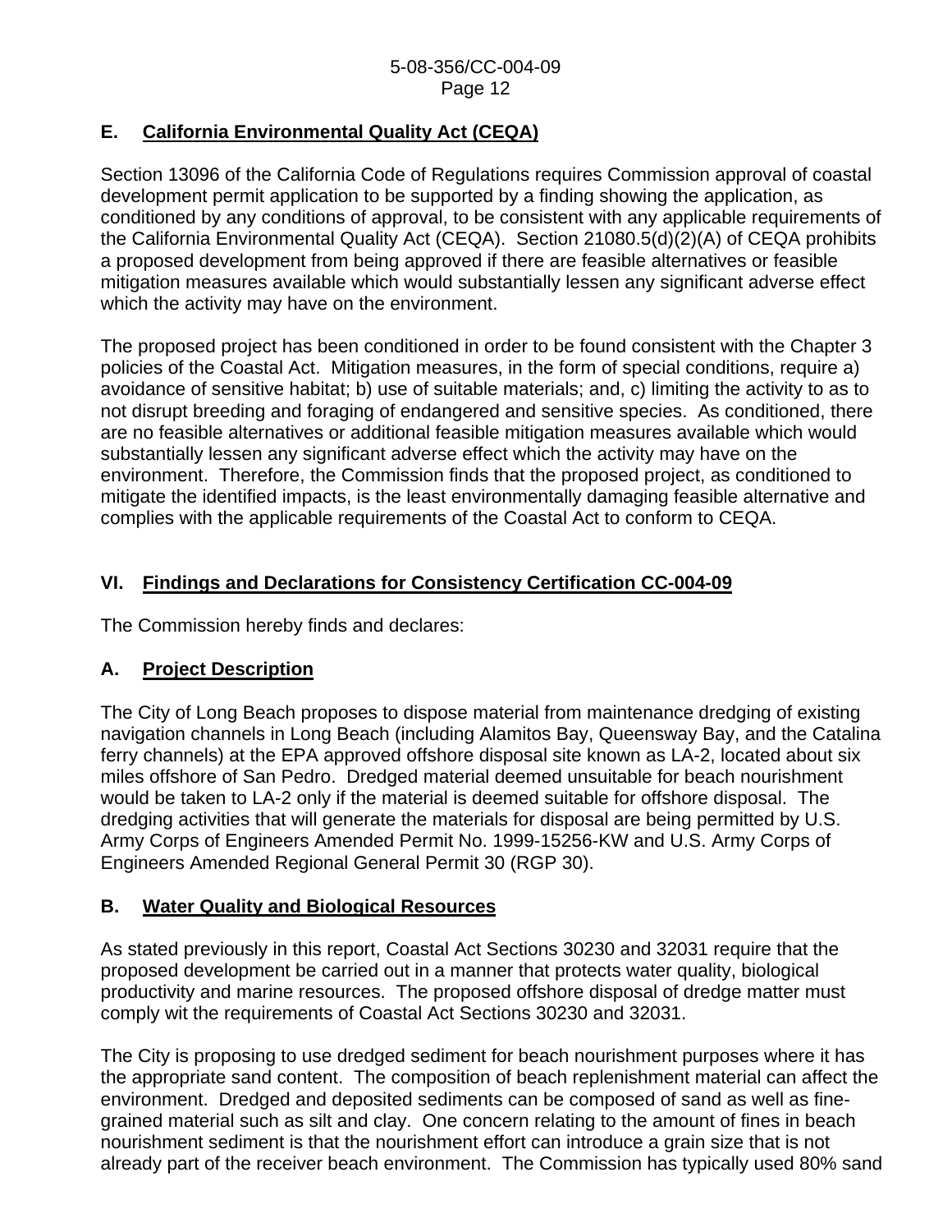## E. California Environmental Quality Act (CEQA)

Section 13096 of the California Code of Regulations requires Commission approval of coastal development permit application to be supported by a finding showing the application, as conditioned by any conditions of approval, to be consistent with any applicable requirements of the California Environmental Quality Act (CEQA). Section 21080.5(d)(2)(A) of CEQA prohibits a proposed development from being approved if there are feasible alternatives or feasible mitigation measures available which would substantially lessen any significant adverse effect which the activity may have on the environment.

The proposed project has been conditioned in order to be found consistent with the Chapter 3 policies of the Coastal Act. Mitigation measures, in the form of special conditions, require a) avoidance of sensitive habitat; b) use of suitable materials; and, c) limiting the activity to as to not disrupt breeding and foraging of endangered and sensitive species. As conditioned, there are no feasible alternatives or additional feasible mitigation measures available which would substantially lessen any significant adverse effect which the activity may have on the environment. Therefore, the Commission finds that the proposed project, as conditioned to mitigate the identified impacts, is the least environmentally damaging feasible alternative and complies with the applicable requirements of the Coastal Act to conform to CEQA.

## VI. Findings and Declarations for Consistency Certification CC-004-09

The Commission hereby finds and declares:

## A. Project Description

The City of Long Beach proposes to dispose material from maintenance dredging of existing navigation channels in Long Beach (including Alamitos Bay, Queensway Bay, and the Catalina ferry channels) at the EPA approved offshore disposal site known as LA-2, located about six miles offshore of San Pedro. Dredged material deemed unsuitable for beach nourishment would be taken to LA-2 only if the material is deemed suitable for offshore disposal. The dredging activities that will generate the materials for disposal are being permitted by U.S. Army Corps of Engineers Amended Permit No. 1999-15256-KW and U.S. Army Corps of Engineers Amended Regional General Permit 30 (RGP 30).

## B. Water Quality and Biological Resources

As stated previously in this report, Coastal Act Sections 30230 and 32031 require that the proposed development be carried out in a manner that protects water quality, biological productivity and marine resources. The proposed offshore disposal of dredge matter must comply wit the requirements of Coastal Act Sections 30230 and 32031.

The City is proposing to use dredged sediment for beach nourishment purposes where it has the appropriate sand content. The composition of beach replenishment material can affect the environment. Dredged and deposited sediments can be composed of sand as well as fine-grained material such as silt and clay. One concern relating to the amount of fines in beach nourishment sediment is that the nourishment effort can introduce a grain size that is not already part of the receiver beach environment. The Commission has typically used 80% sand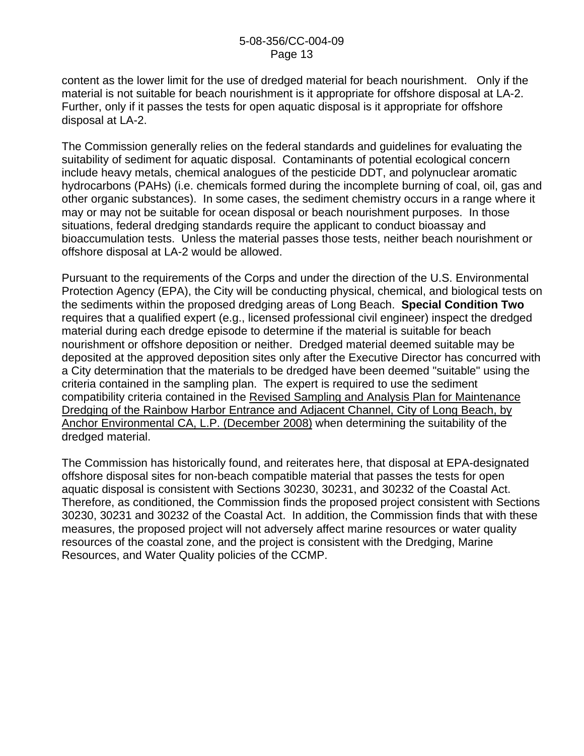content as the lower limit for the use of dredged material for beach nourishment. Only if the material is not suitable for beach nourishment is it appropriate for offshore disposal at LA-2. Further, only if it passes the tests for open aquatic disposal is it appropriate for offshore disposal at LA-2.

The Commission generally relies on the federal standards and guidelines for evaluating the suitability of sediment for aquatic disposal. Contaminants of potential ecological concern include heavy metals, chemical analogues of the pesticide DDT, and polynuclear aromatic hydrocarbons (PAHs) (i.e. chemicals formed during the incomplete burning of coal, oil, gas and other organic substances). In some cases, the sediment chemistry occurs in a range where it may or may not be suitable for ocean disposal or beach nourishment purposes. In those situations, federal dredging standards require the applicant to conduct bioassay and bioaccumulation tests. Unless the material passes those tests, neither beach nourishment or offshore disposal at LA-2 would be allowed.

Pursuant to the requirements of the Corps and under the direction of the U.S. Environmental Protection Agency (EPA), the City will be conducting physical, chemical, and biological tests on the sediments within the proposed dredging areas of Long Beach. **Special Condition Two** requires that a qualified expert (e.g., licensed professional civil engineer) inspect the dredged material during each dredge episode to determine if the material is suitable for beach nourishment or offshore deposition or neither. Dredged material deemed suitable may be deposited at the approved deposition sites only after the Executive Director has concurred with a City determination that the materials to be dredged have been deemed "suitable" using the criteria contained in the sampling plan. The expert is required to use the sediment compatibility criteria contained in the Revised Sampling and Analysis Plan for Maintenance Dredging of the Rainbow Harbor Entrance and Adjacent Channel, City of Long Beach, by Anchor Environmental CA, L.P. (December 2008) when determining the suitability of the dredged material.

The Commission has historically found, and reiterates here, that disposal at EPA-designated offshore disposal sites for non-beach compatible material that passes the tests for open aquatic disposal is consistent with Sections 30230, 30231, and 30232 of the Coastal Act. Therefore, as conditioned, the Commission finds the proposed project consistent with Sections 30230, 30231 and 30232 of the Coastal Act. In addition, the Commission finds that with these measures, the proposed project will not adversely affect marine resources or water quality resources of the coastal zone, and the project is consistent with the Dredging, Marine Resources, and Water Quality policies of the CCMP.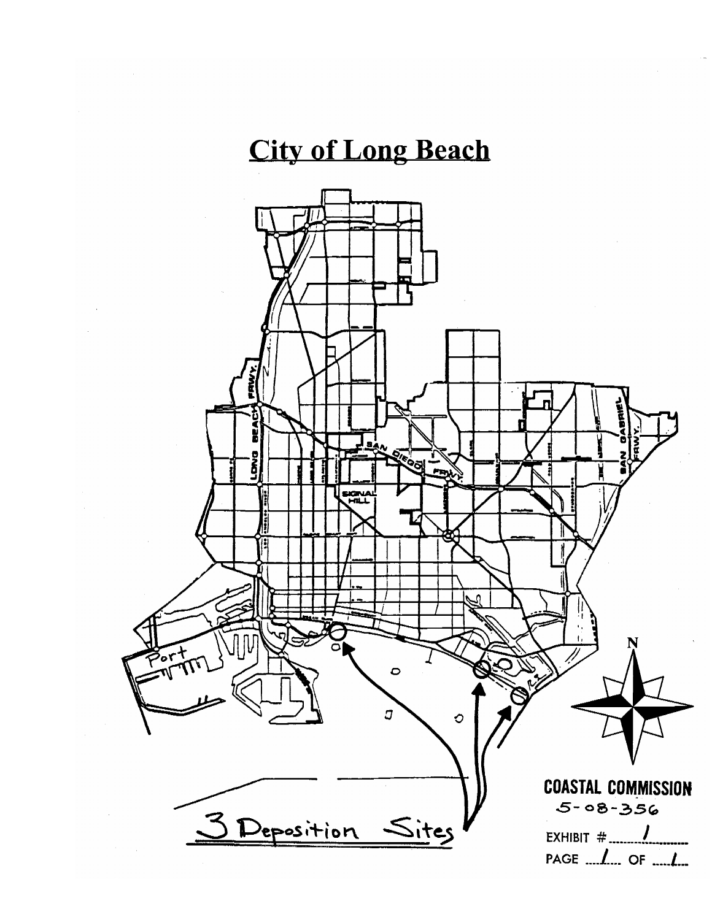# City of Long Beach

3 Deposition Sites

COASTAL COMMISSION
5-08-356

EXHIBIT # 1

PAGE 1 OF 1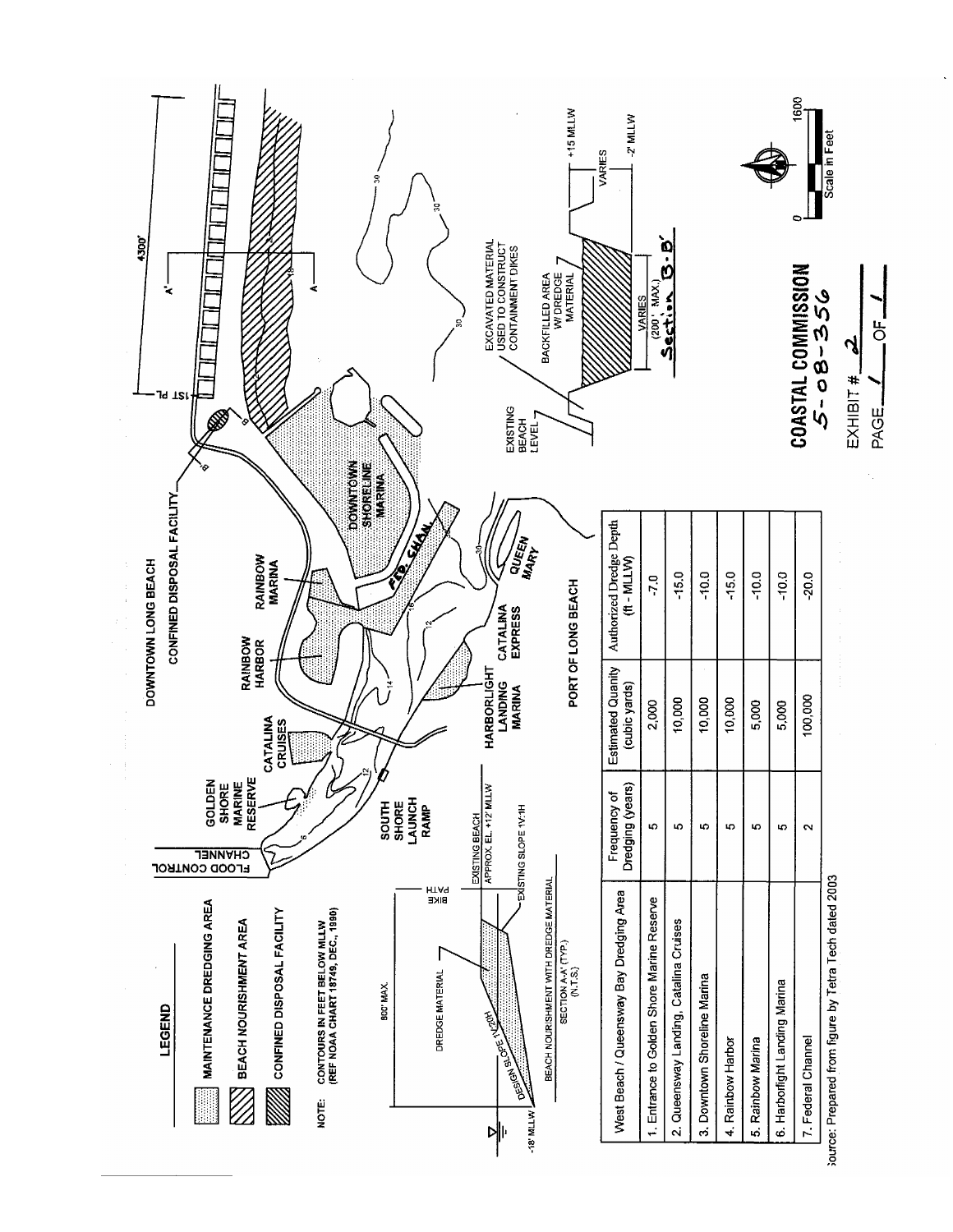## LEGEND

- MAINTENANCE DREDGING AREA
- BEACH NOURISHMENT AREA
- CONFINED DISPOSAL FACILITY

NOTE: CONTOURS IN FEET BELOW MLLW (REF NOAA CHART 18749, DEC., 1990)

DOWNTOWN LONG BEACH

CONFINED DISPOSAL FACILITY

FLOOD CONTROL CHANNEL

GOLDEN SHORE MARINE RESERVE

CATALINA CRUISES

RAINBOW HARBOR

RAINBOW MARINA

DOWNTOWN SHORELINE MARINA

FED. CHAN.

QUEEN MARY

CATALINA EXPRESS

HARBORLIGHT LANDING MARINA

SOUTH SHORE LAUNCH RAMP

PORT OF LONG BEACH

4300'

1ST PL

BEACH NOURISHMENT WITH DREDGE MATERIAL
SECTION A-A' (TYP.)
(N.T.S.)

800' MAX. — DREDGE MATERIAL — DESIGN SLOPE 1V:20H — BIKE PATH — EXISTING BEACH APPROX. EL. +12' MLLW — EXISTING SLOPE 1V:1H — -18' MLLW

Section B-B'

EXISTING BEACH LEVEL — EXCAVATED MATERIAL USED TO CONSTRUCT CONTAINMENT DIKES — BACKFILLED AREA W/ DREDGE MATERIAL — VARIES (200' MAX.) — VARIES — +15 MLLW — -2' MLLW

Scale in Feet: 0 — 1600

| West Beach / Queensway Bay Dredging Area | Frequency of Dredging (years) | Estimated Quanity (cubic yards) | Authorized Dredge Depth (ft - MLLW) |
|---|---|---|---|
| 1. Entrance to Golden Shore Marine Reserve | 5 | 2,000 | -7.0 |
| 2. Queensway Landing, Catalina Cruises | 5 | 10,000 | -15.0 |
| 3. Downtown Shoreline Marina | 5 | 10,000 | -10.0 |
| 4. Rainbow Harbor | 5 | 10,000 | -15.0 |
| 5. Rainbow Marina | 5 | 5,000 | -10.0 |
| 6. Harborlight Landing Marina | 5 | 5,000 | -10.0 |
| 7. Federal Channel | 2 | 100,000 | -20.0 |

Source: Prepared from figure by Tetra Tech dated 2003

**COASTAL COMMISSION**
5-08-356

EXHIBIT # 2

PAGE 1 OF 1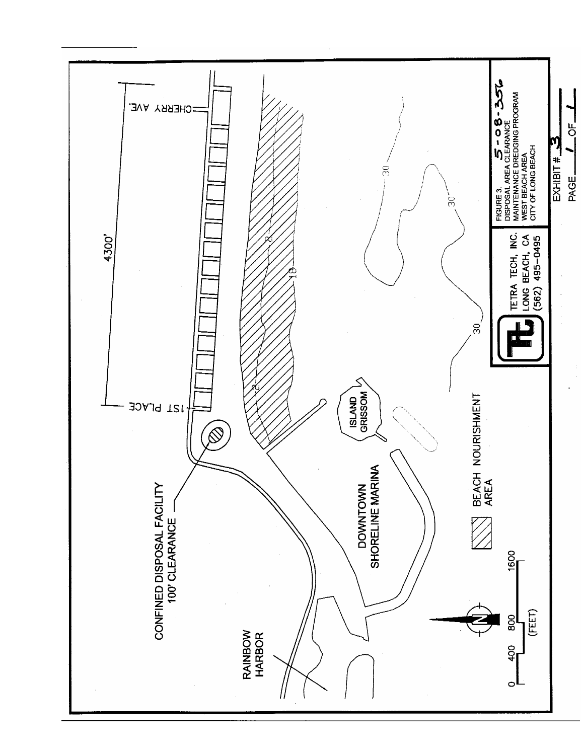CONFINED DISPOSAL FACILITY
100' CLEARANCE

1ST PLACE

4300'

CHERRY AVE.

ISLAND GRISSOM

DOWNTOWN SHORELINE MARINA

RAINBOW HARBOR

BEACH NOURISHMENT AREA

0 400 800 1600
(FEET)

2

18

30

TETRA TECH, INC.
LONG BEACH, CA
(562) 495-0495

FIGURE 3.
DISPOSAL AREA CLEARANCE
MAINTENANCE DREDGING PROGRAM
WEST BEACH AREA
CITY OF LONG BEACH

5-08-356

EXHIBIT # 3

PAGE 1 OF 1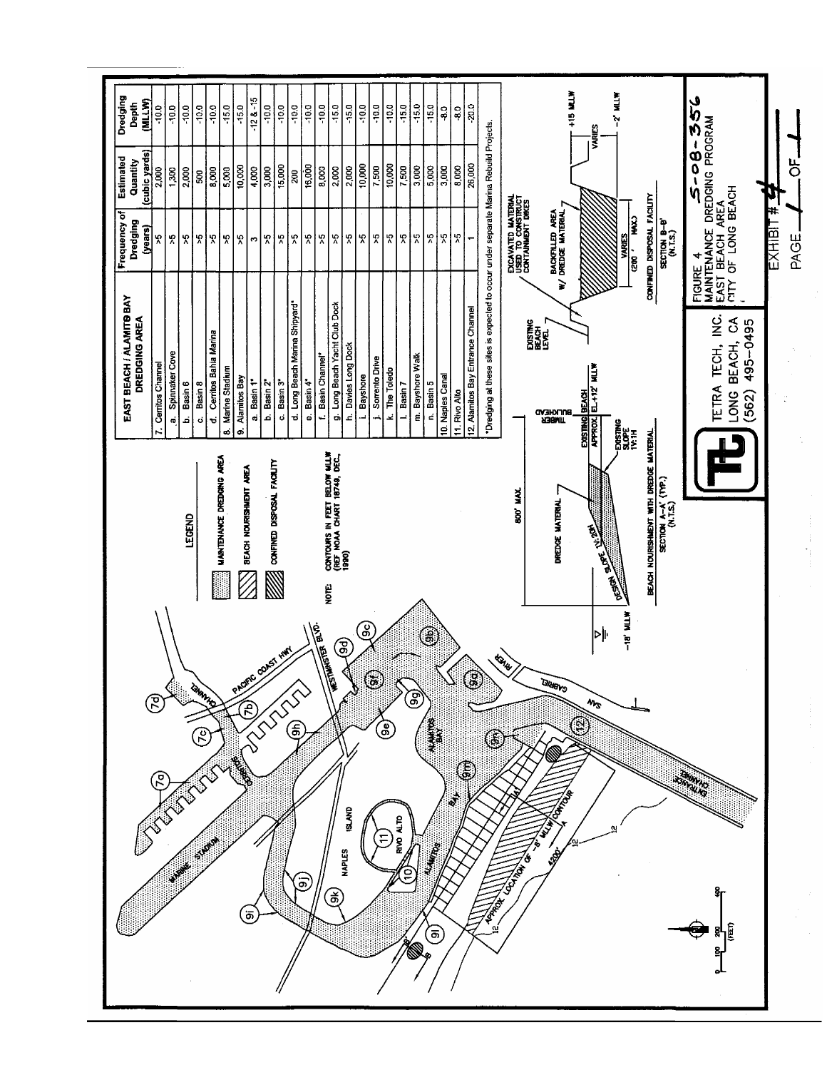| EAST BEACH / ALAMITOS BAY DREDGING AREA | Frequency of Dredging (years) | Estimated Quantity (cubic yards) | Dredging Depth (MLLW) |
|---|---|---|---|
| 7. Cerritos Channel | | | |
| a. Spinnaker Cove | >5 | 2,000 | -10.0 |
| b. Basin 6 | >5 | 1,300 | -10.0 |
| c. Basin 8 | >5 | 2,000 | -10.0 |
| d. Cerritos Bahia Marina | >5 | 500 | -10.0 |
| 8. Marine Stadium | >5 | 8,000 | -10.0 |
| 9. Alamitos Bay | >5 | 5,000 | -15.0 |
| a. Basin 1* | >5 | 10,000 | -15.0 |
| b. Basin 2* | 3 | 4,000 | -12 & -15 |
| c. Basin 3* | >5 | 3,000 | -10.0 |
| d. Long Beach Marina Shipyard* | >5 | 15,000 | -10.0 |
| e. Basin 4* | >5 | 200 | -10.0 |
| f. Basin Channel* | >5 | 16,000 | -10.0 |
| g. Long Beach Yacht Club Dock | >5 | 8,000 | -10.0 |
| h. Davies Long Dock | >5 | 2,000 | -15.0 |
| i. Bayshore | >5 | 2,000 | -15.0 |
| j. Sorrento Drive | >5 | 10,000 | -10.0 |
| k. The Toledo | >5 | 7,500 | -10.0 |
| l. Basin 7 | >5 | 10,000 | -10.0 |
| m. Bayshore Walk | >5 | 7,500 | -15.0 |
| n. Basin 5 | >5 | 3,000 | -15.0 |
| 10. Naples Canal | >5 | 5,000 | -15.0 |
| 11. Rivo Alto | >5 | 3,000 | -8.0 |
| 12. Alamitos Bay Entrance Channel | 1 | 8,000 | -8.0 |
| | | 26,000 | -20.0 |

*Dredging at these sites is expected to occur under separate Marina Rebuild Projects.

LEGEND

- MAINTENANCE DREDGING AREA
- BEACH NOURISHMENT AREA
- CONFINED DISPOSAL FACILITY

NOTE: CONTOURS IN FEET BELOW MLLW (REF NOAA CHART 18749, DEC., 1990)

MARINE STADIUM, NAPLES ISLAND, RIVO ALTO, ALAMITOS BAY, CERRITOS CHANNEL, PACIFIC COAST HWY, WESTMINSTER BLVD., SAN GABRIEL RIVER, ENTRANCE CHANNEL, APPROX. LOCATION OF -6' MLLW CONTOUR, 4200'

BEACH NOURISHMENT WITH DREDGE MATERIAL SECTION A-A' (TYP.) (N.T.S.)

800' MAX., DREDGE MATERIAL, DESIGN SLOPE 1V:20H, EXISTING SLOPE 1V:1H, EXISTING BEACH APPROX. EL+12' MLLW, TIMBER BULKHEAD, -18' MLLW

CONFINED DISPOSAL FACILITY SECTION B-B' (N.T.S.)

EXCAVATED MATERIAL USED TO CONSTRUCT CONTAINMENT DIKES, EXISTING BEACH LEVEL, BACKFILLED AREA W/ DREDGE MATERIAL, +15 MLLW, VARIES, -2' MLLW, VARIES (200' MAX.)

TETRA TECH, INC.
LONG BEACH, CA
(562) 495-0495

FIGURE 4
MAINTENANCE DREDGING PROGRAM
EAST BEACH AREA
CITY OF LONG BEACH

5-08-356

EXHIBIT # 4

PAGE 1 OF 1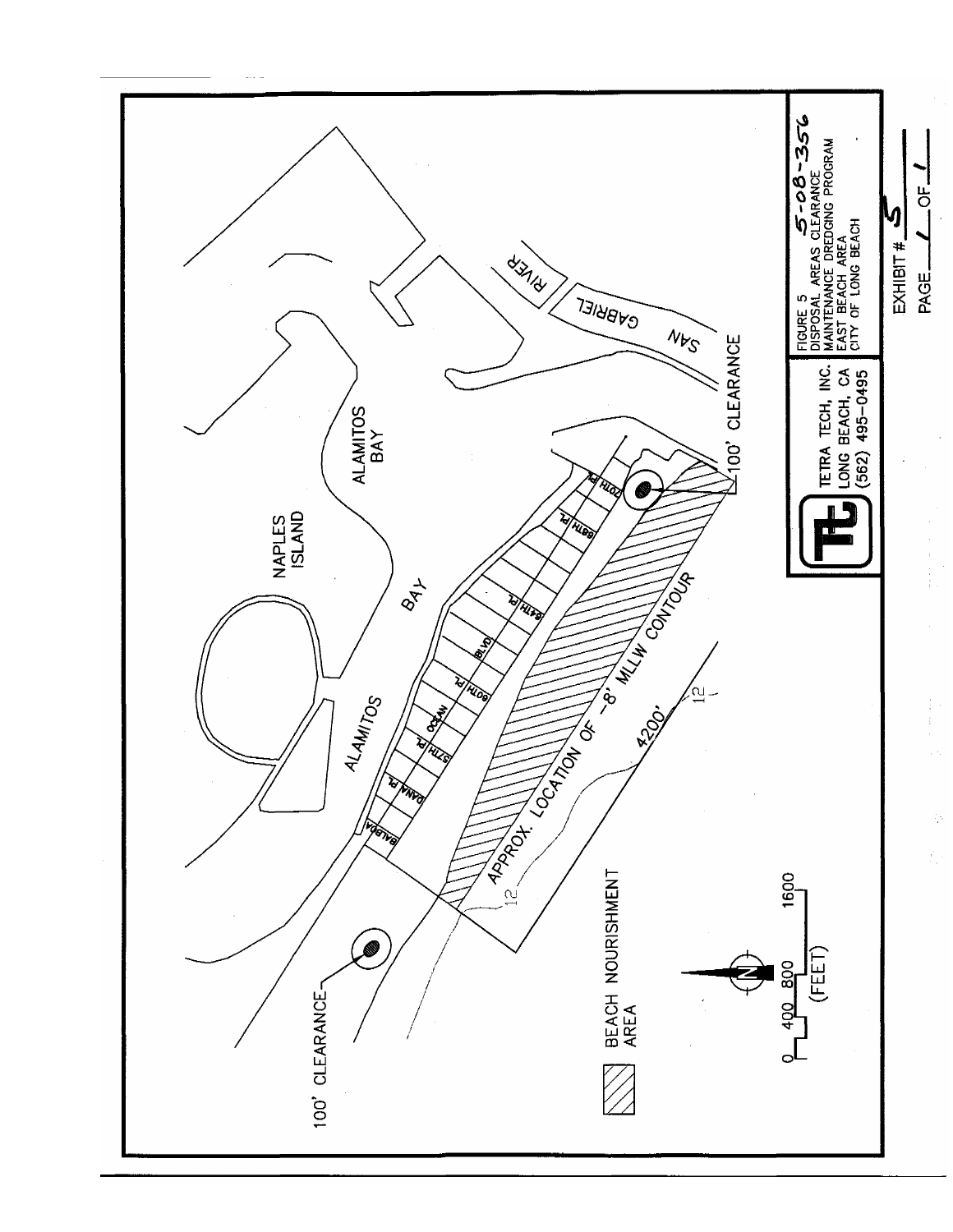100' CLEARANCE

ALAMITOS

NAPLES ISLAND

ALAMITOS BAY

BAY

SAN GABRIEL RIVER

BALBOA

DANA PL

57TH PL

OCEAN

60TH PL

BLVD

64TH PL

68TH PL

70TH PL

APPROX. LOCATION OF -8' MLLW CONTOUR

4200'

12

12

100' CLEARANCE

BEACH NOURISHMENT AREA

0 400 800 1600

(FEET)

N

TETRA TECH, INC.
LONG BEACH, CA
(562) 495-0495

FIGURE 5
DISPOSAL AREAS CLEARANCE
MAINTENANCE DREDGING PROGRAM
EAST BEACH AREA
CITY OF LONG BEACH

5-08-356

EXHIBIT # 5

PAGE 1 OF 1